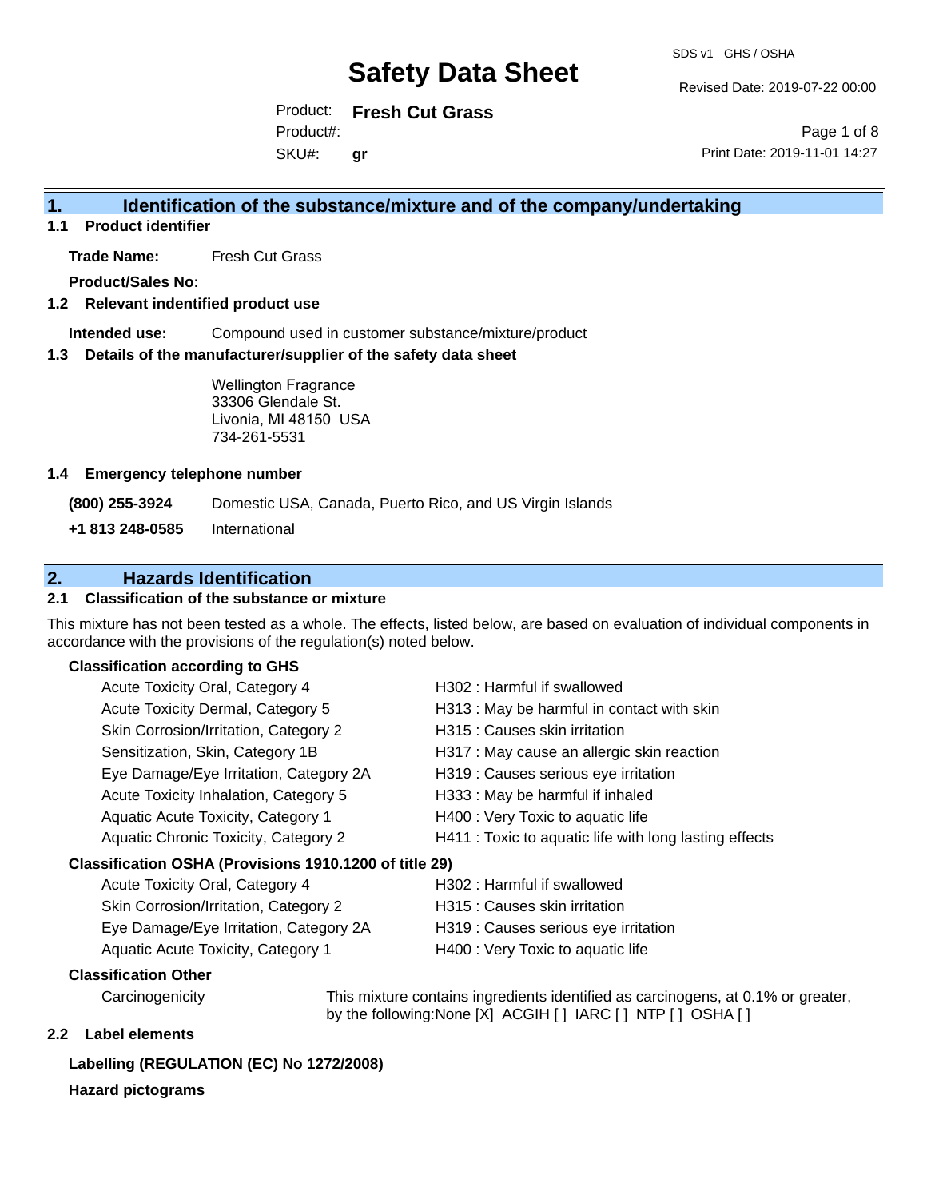# Safety Data Sheet

SDS v1 GHS / OSHA

Revised Date: 2019-07-22 00:00

Product: **Fresh Cut Grass**

Product#:

SKU#: **gr**

Print Date: 2019-11-01 14:27

## 1. Identification of the substance/mixture and of the company/undertaking

### 1.1 Product identifier

**Trade Name:** Fresh Cut Grass

**Product/Sales No:**

### 1.2 Relevant identified product use

**Intended use:** Compound used in customer substance/mixture/product

### 1.3 Details of the manufacturer/supplier of the safety data sheet

Wellington Fragrance
33306 Glendale St.
Livonia, MI 48150 USA
734-261-5531

### 1.4 Emergency telephone number

| | |
|---|---|
| **(800) 255-3924** | Domestic USA, Canada, Puerto Rico, and US Virgin Islands |
| **+1 813 248-0585** | International |

## 2. Hazards Identification

### 2.1 Classification of the substance or mixture

This mixture has not been tested as a whole. The effects, listed below, are based on evaluation of individual components in accordance with the provisions of the regulation(s) noted below.

**Classification according to GHS**

| | |
|---|---|
| Acute Toxicity Oral, Category 4 | H302 : Harmful if swallowed |
| Acute Toxicity Dermal, Category 5 | H313 : May be harmful in contact with skin |
| Skin Corrosion/Irritation, Category 2 | H315 : Causes skin irritation |
| Sensitization, Skin, Category 1B | H317 : May cause an allergic skin reaction |
| Eye Damage/Eye Irritation, Category 2A | H319 : Causes serious eye irritation |
| Acute Toxicity Inhalation, Category 5 | H333 : May be harmful if inhaled |
| Aquatic Acute Toxicity, Category 1 | H400 : Very Toxic to aquatic life |
| Aquatic Chronic Toxicity, Category 2 | H411 : Toxic to aquatic life with long lasting effects |

**Classification OSHA (Provisions 1910.1200 of title 29)**

| | |
|---|---|
| Acute Toxicity Oral, Category 4 | H302 : Harmful if swallowed |
| Skin Corrosion/Irritation, Category 2 | H315 : Causes skin irritation |
| Eye Damage/Eye Irritation, Category 2A | H319 : Causes serious eye irritation |
| Aquatic Acute Toxicity, Category 1 | H400 : Very Toxic to aquatic life |

**Classification Other**

Carcinogenicity: This mixture contains ingredients identified as carcinogens, at 0.1% or greater, by the following:None [X] ACGIH [ ] IARC [ ] NTP [ ] OSHA [ ]

### 2.2 Label elements

**Labelling (REGULATION (EC) No 1272/2008)**

**Hazard pictograms**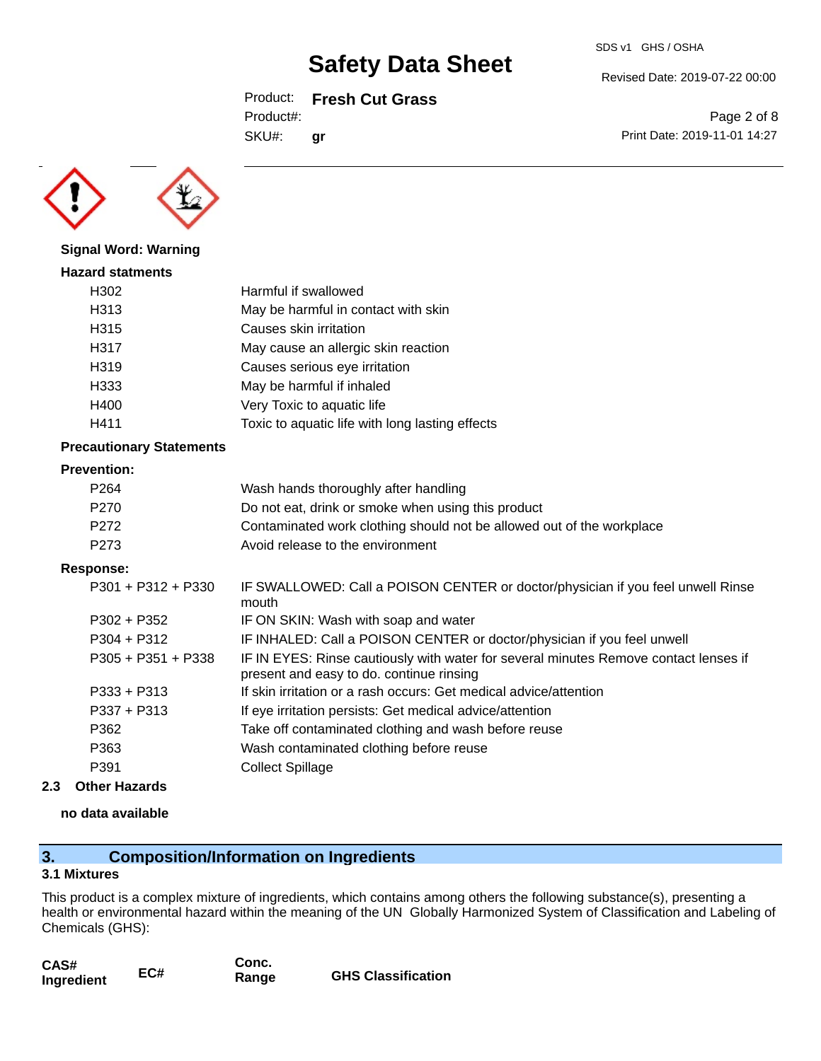**Signal Word: Warning**

**Hazard statments**

| | |
|---|---|
| H302 | Harmful if swallowed |
| H313 | May be harmful in contact with skin |
| H315 | Causes skin irritation |
| H317 | May cause an allergic skin reaction |
| H319 | Causes serious eye irritation |
| H333 | May be harmful if inhaled |
| H400 | Very Toxic to aquatic life |
| H411 | Toxic to aquatic life with long lasting effects |

**Precautionary Statements**

**Prevention:**

| | |
|---|---|
| P264 | Wash hands thoroughly after handling |
| P270 | Do not eat, drink or smoke when using this product |
| P272 | Contaminated work clothing should not be allowed out of the workplace |
| P273 | Avoid release to the environment |

**Response:**

| | |
|---|---|
| P301 + P312 + P330 | IF SWALLOWED: Call a POISON CENTER or doctor/physician if you feel unwell Rinse mouth |
| P302 + P352 | IF ON SKIN: Wash with soap and water |
| P304 + P312 | IF INHALED: Call a POISON CENTER or doctor/physician if you feel unwell |
| P305 + P351 + P338 | IF IN EYES: Rinse cautiously with water for several minutes Remove contact lenses if present and easy to do. continue rinsing |
| P333 + P313 | If skin irritation or a rash occurs: Get medical advice/attention |
| P337 + P313 | If eye irritation persists: Get medical advice/attention |
| P362 | Take off contaminated clothing and wash before reuse |
| P363 | Wash contaminated clothing before reuse |
| P391 | Collect Spillage |

### 2.3 Other Hazards

**no data available**

## 3. Composition/Information on Ingredients

### 3.1 Mixtures

This product is a complex mixture of ingredients, which contains among others the following substance(s), presenting a health or environmental hazard within the meaning of the UN Globally Harmonized System of Classification and Labeling of Chemicals (GHS):

| CAS# Ingredient | EC# | Conc. Range | GHS Classification |
|---|---|---|---|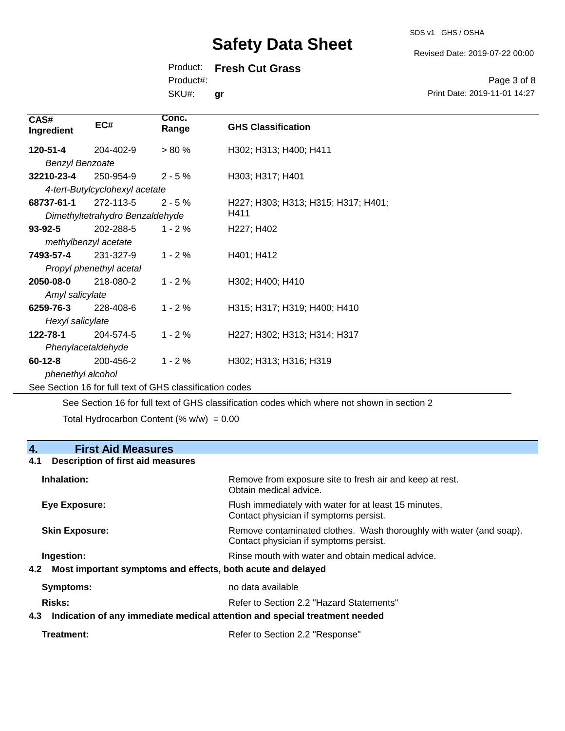| CAS# Ingredient | EC# | Conc. Range | GHS Classification |
|---|---|---|---|
| **120-51-4** *Benzyl Benzoate* | 204-402-9 | > 80 % | H302; H313; H400; H411 |
| **32210-23-4** *4-tert-Butylcyclohexyl acetate* | 250-954-9 | 2 - 5 % | H303; H317; H401 |
| **68737-61-1** *Dimethyltetrahydro Benzaldehyde* | 272-113-5 | 2 - 5 % | H227; H303; H313; H315; H317; H401; H411 |
| **93-92-5** *methylbenzyl acetate* | 202-288-5 | 1 - 2 % | H227; H402 |
| **7493-57-4** *Propyl phenethyl acetal* | 231-327-9 | 1 - 2 % | H401; H412 |
| **2050-08-0** *Amyl salicylate* | 218-080-2 | 1 - 2 % | H302; H400; H410 |
| **6259-76-3** *Hexyl salicylate* | 228-408-6 | 1 - 2 % | H315; H317; H319; H400; H410 |
| **122-78-1** *Phenylacetaldehyde* | 204-574-5 | 1 - 2 % | H227; H302; H313; H314; H317 |
| **60-12-8** *phenethyl alcohol* | 200-456-2 | 1 - 2 % | H302; H313; H316; H319 |

See Section 16 for full text of GHS classification codes

See Section 16 for full text of GHS classification codes which where not shown in section 2

Total Hydrocarbon Content (% w/w) = 0.00

## 4. First Aid Measures

### 4.1 Description of first aid measures

**Inhalation:** Remove from exposure site to fresh air and keep at rest. Obtain medical advice.

**Eye Exposure:** Flush immediately with water for at least 15 minutes. Contact physician if symptoms persist.

**Skin Exposure:** Remove contaminated clothes. Wash thoroughly with water (and soap). Contact physician if symptoms persist.

**Ingestion:** Rinse mouth with water and obtain medical advice.

### 4.2 Most important symptoms and effects, both acute and delayed

**Symptoms:** no data available

**Risks:** Refer to Section 2.2 "Hazard Statements"

### 4.3 Indication of any immediate medical attention and special treatment needed

**Treatment:** Refer to Section 2.2 "Response"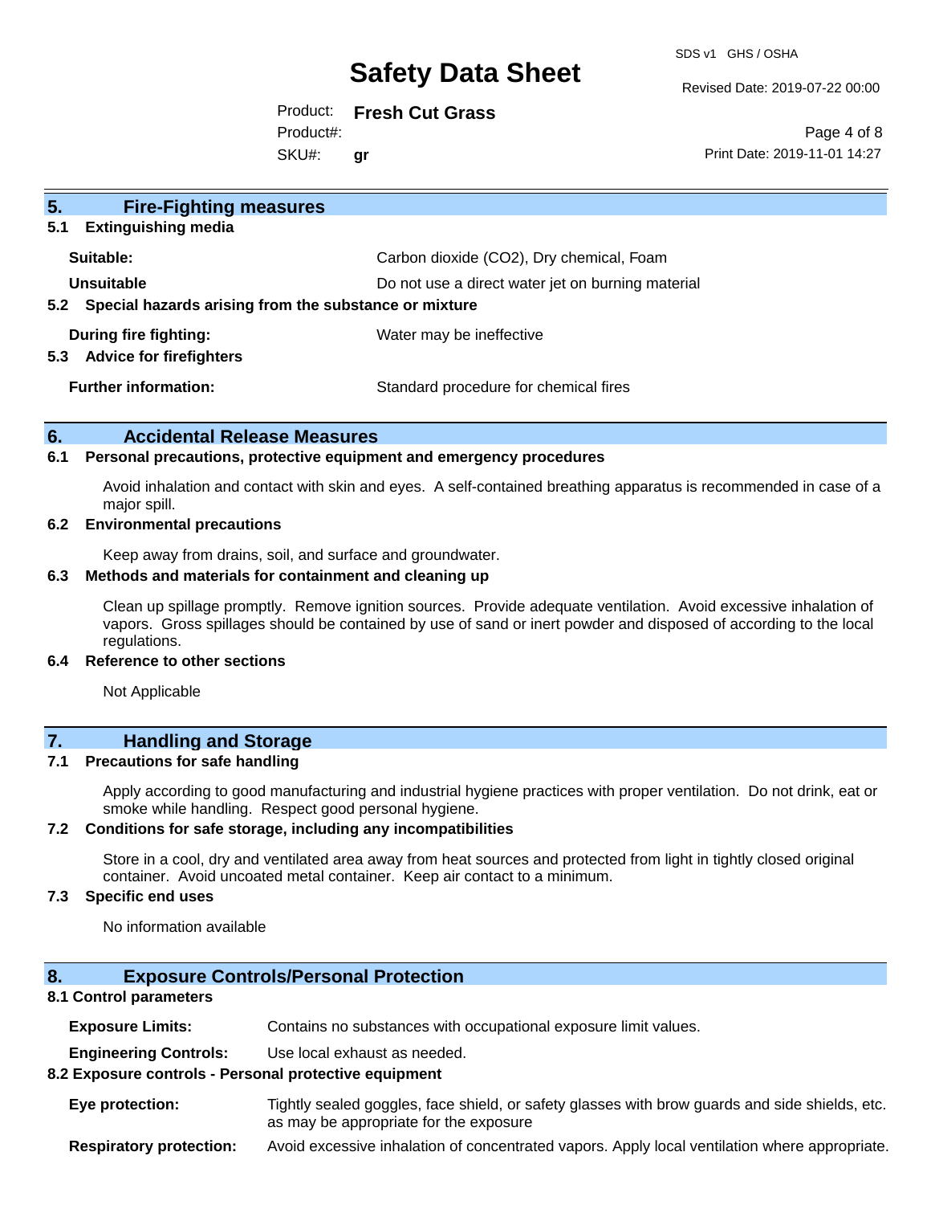## 5. Fire-Fighting measures

### 5.1 Extinguishing media

**Suitable:** Carbon dioxide ($CO_2$), Dry chemical, Foam

**Unsuitable** Do not use a direct water jet on burning material

### 5.2 Special hazards arising from the substance or mixture

**During fire fighting:** Water may be ineffective

### 5.3 Advice for firefighters

**Further information:** Standard procedure for chemical fires

## 6. Accidental Release Measures

### 6.1 Personal precautions, protective equipment and emergency procedures

Avoid inhalation and contact with skin and eyes. A self-contained breathing apparatus is recommended in case of a major spill.

### 6.2 Environmental precautions

Keep away from drains, soil, and surface and groundwater.

### 6.3 Methods and materials for containment and cleaning up

Clean up spillage promptly. Remove ignition sources. Provide adequate ventilation. Avoid excessive inhalation of vapors. Gross spillages should be contained by use of sand or inert powder and disposed of according to the local regulations.

### 6.4 Reference to other sections

Not Applicable

## 7. Handling and Storage

### 7.1 Precautions for safe handling

Apply according to good manufacturing and industrial hygiene practices with proper ventilation. Do not drink, eat or smoke while handling. Respect good personal hygiene.

### 7.2 Conditions for safe storage, including any incompatibilities

Store in a cool, dry and ventilated area away from heat sources and protected from light in tightly closed original container. Avoid uncoated metal container. Keep air contact to a minimum.

### 7.3 Specific end uses

No information available

## 8. Exposure Controls/Personal Protection

### 8.1 Control parameters

**Exposure Limits:** Contains no substances with occupational exposure limit values.

**Engineering Controls:** Use local exhaust as needed.

### 8.2 Exposure controls - Personal protective equipment

**Eye protection:** Tightly sealed goggles, face shield, or safety glasses with brow guards and side shields, etc. as may be appropriate for the exposure

**Respiratory protection:** Avoid excessive inhalation of concentrated vapors. Apply local ventilation where appropriate.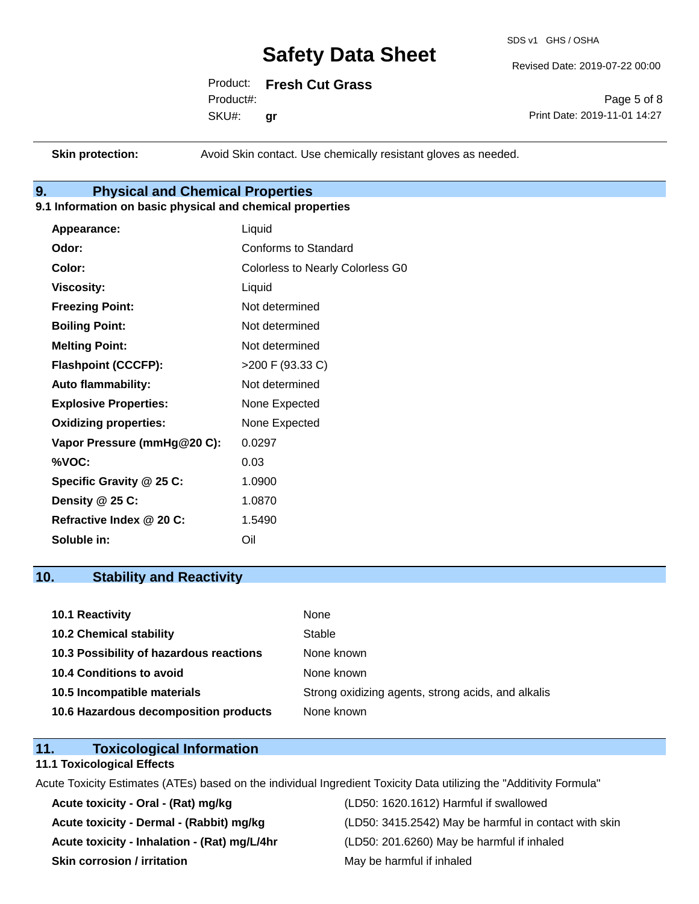| | |
|---|---|
| **Skin protection:** | Avoid Skin contact. Use chemically resistant gloves as needed. |

## 9. Physical and Chemical Properties

### 9.1 Information on basic physical and chemical properties

| | |
|---|---|
| **Appearance:** | Liquid |
| **Odor:** | Conforms to Standard |
| **Color:** | Colorless to Nearly Colorless G0 |
| **Viscosity:** | Liquid |
| **Freezing Point:** | Not determined |
| **Boiling Point:** | Not determined |
| **Melting Point:** | Not determined |
| **Flashpoint (CCCFP):** | >200 F (93.33 C) |
| **Auto flammability:** | Not determined |
| **Explosive Properties:** | None Expected |
| **Oxidizing properties:** | None Expected |
| **Vapor Pressure (mmHg@20 C):** | 0.0297 |
| **%VOC:** | 0.03 |
| **Specific Gravity @ 25 C:** | 1.0900 |
| **Density @ 25 C:** | 1.0870 |
| **Refractive Index @ 20 C:** | 1.5490 |
| **Soluble in:** | Oil |

## 10. Stability and Reactivity

| | |
|---|---|
| **10.1 Reactivity** | None |
| **10.2 Chemical stability** | Stable |
| **10.3 Possibility of hazardous reactions** | None known |
| **10.4 Conditions to avoid** | None known |
| **10.5 Incompatible materials** | Strong oxidizing agents, strong acids, and alkalis |
| **10.6 Hazardous decomposition products** | None known |

## 11. Toxicological Information

### 11.1 Toxicological Effects

Acute Toxicity Estimates (ATEs) based on the individual Ingredient Toxicity Data utilizing the "Additivity Formula"

| | |
|---|---|
| **Acute toxicity - Oral - (Rat) mg/kg** | (LD50: 1620.1612) Harmful if swallowed |
| **Acute toxicity - Dermal - (Rabbit) mg/kg** | (LD50: 3415.2542) May be harmful in contact with skin |
| **Acute toxicity - Inhalation - (Rat) mg/L/4hr** | (LD50: 201.6260) May be harmful if inhaled |
| **Skin corrosion / irritation** | May be harmful if inhaled |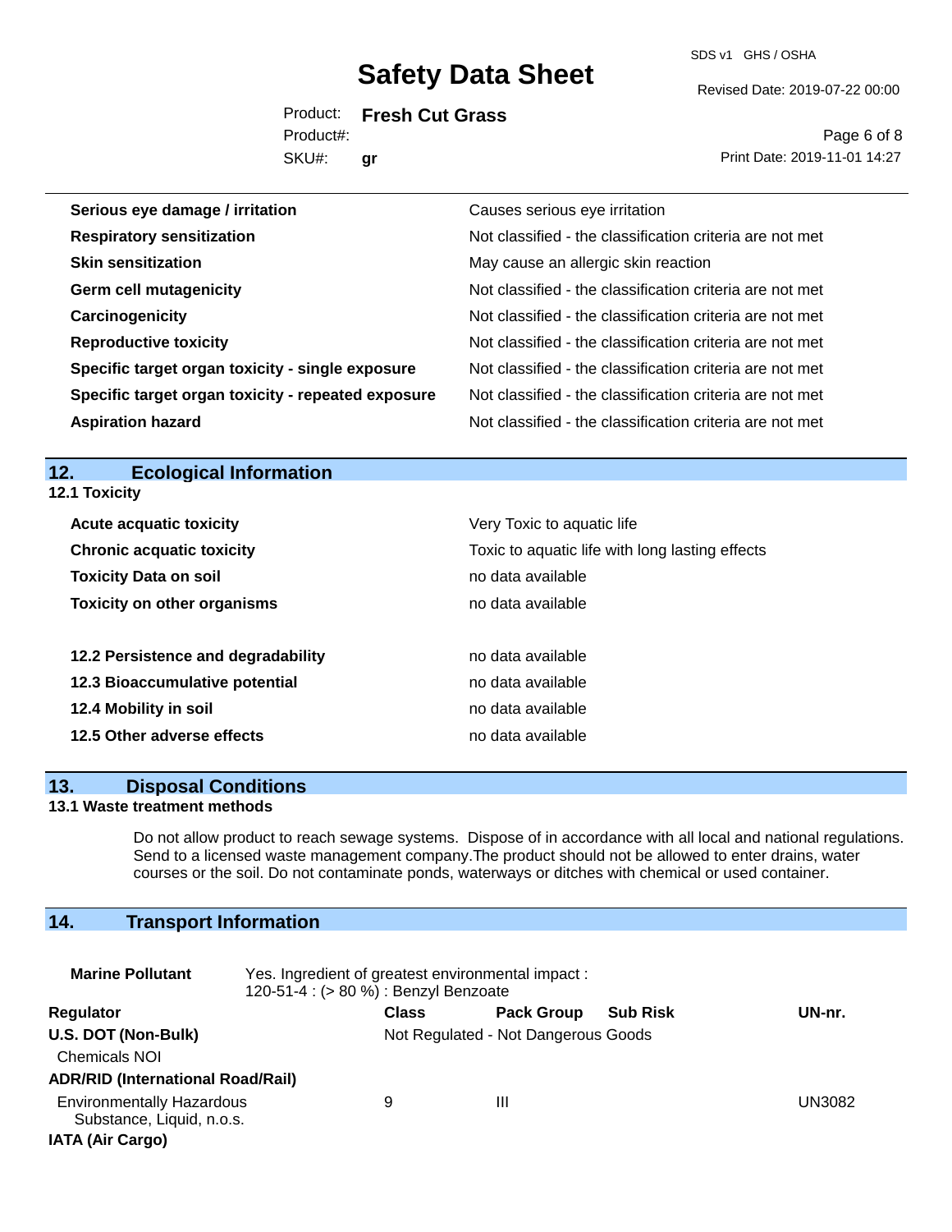| | |
|---|---|
| **Serious eye damage / irritation** | Causes serious eye irritation |
| **Respiratory sensitization** | Not classified - the classification criteria are not met |
| **Skin sensitization** | May cause an allergic skin reaction |
| **Germ cell mutagenicity** | Not classified - the classification criteria are not met |
| **Carcinogenicity** | Not classified - the classification criteria are not met |
| **Reproductive toxicity** | Not classified - the classification criteria are not met |
| **Specific target organ toxicity - single exposure** | Not classified - the classification criteria are not met |
| **Specific target organ toxicity - repeated exposure** | Not classified - the classification criteria are not met |
| **Aspiration hazard** | Not classified - the classification criteria are not met |

## 12. Ecological Information

### 12.1 Toxicity

| | |
|---|---|
| **Acute acquatic toxicity** | Very Toxic to aquatic life |
| **Chronic acquatic toxicity** | Toxic to aquatic life with long lasting effects |
| **Toxicity Data on soil** | no data available |
| **Toxicity on other organisms** | no data available |

| | |
|---|---|
| **12.2 Persistence and degradability** | no data available |
| **12.3 Bioaccumulative potential** | no data available |
| **12.4 Mobility in soil** | no data available |
| **12.5 Other adverse effects** | no data available |

## 13. Disposal Conditions

### 13.1 Waste treatment methods

Do not allow product to reach sewage systems. Dispose of in accordance with all local and national regulations. Send to a licensed waste management company.The product should not be allowed to enter drains, water courses or the soil. Do not contaminate ponds, waterways or ditches with chemical or used container.

## 14. Transport Information

**Marine Pollutant** Yes. Ingredient of greatest environmental impact : 120-51-4 : (> 80 %) : Benzyl Benzoate

| Regulator | Class | Pack Group | Sub Risk | UN-nr. |
|---|---|---|---|---|
| **U.S. DOT (Non-Bulk)** | Not Regulated - Not Dangerous Goods | | | |
| Chemicals NOI | | | | |
| **ADR/RID (International Road/Rail)** | | | | |
| Environmentally Hazardous Substance, Liquid, n.o.s. | 9 | III | | UN3082 |
| **IATA (Air Cargo)** | | | | |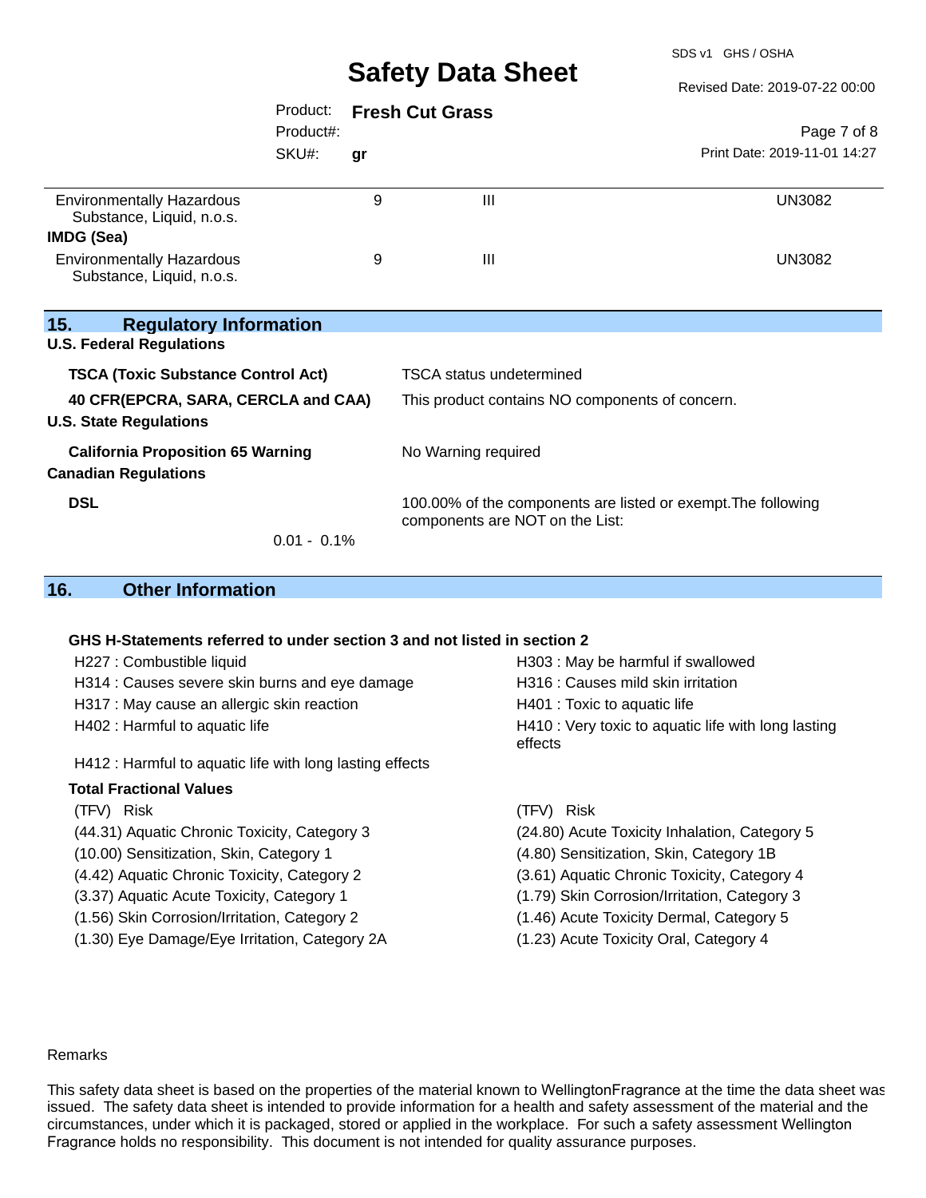| | | | |
|---|---|---|---|
| Environmentally Hazardous Substance, Liquid, n.o.s. | 9 | III | UN3082 |
| **IMDG (Sea)** | | | |
| Environmentally Hazardous Substance, Liquid, n.o.s. | 9 | III | UN3082 |

## 15. Regulatory Information

**U.S. Federal Regulations**

| | |
|---|---|
| **TSCA (Toxic Substance Control Act)** | TSCA status undetermined |
| **40 CFR(EPCRA, SARA, CERCLA and CAA)** | This product contains NO components of concern. |

**U.S. State Regulations**

| | |
|---|---|
| **California Proposition 65 Warning** | No Warning required |

**Canadian Regulations**

| | |
|---|---|
| **DSL** | 100.00% of the components are listed or exempt.The following components are NOT on the List: |
| 0.01 - 0.1% | |

## 16. Other Information

**GHS H-Statements referred to under section 3 and not listed in section 2**

- H227 : Combustible liquid
- H303 : May be harmful if swallowed
- H314 : Causes severe skin burns and eye damage
- H316 : Causes mild skin irritation
- H317 : May cause an allergic skin reaction
- H401 : Toxic to aquatic life
- H402 : Harmful to aquatic life
- H410 : Very toxic to aquatic life with long lasting effects
- H412 : Harmful to aquatic life with long lasting effects

**Total Fractional Values**

| (TFV) Risk | (TFV) Risk |
|---|---|
| (44.31) Aquatic Chronic Toxicity, Category 3 | (24.80) Acute Toxicity Inhalation, Category 5 |
| (10.00) Sensitization, Skin, Category 1 | (4.80) Sensitization, Skin, Category 1B |
| (4.42) Aquatic Chronic Toxicity, Category 2 | (3.61) Aquatic Chronic Toxicity, Category 4 |
| (3.37) Aquatic Acute Toxicity, Category 1 | (1.79) Skin Corrosion/Irritation, Category 3 |
| (1.56) Skin Corrosion/Irritation, Category 2 | (1.46) Acute Toxicity Dermal, Category 5 |
| (1.30) Eye Damage/Eye Irritation, Category 2A | (1.23) Acute Toxicity Oral, Category 4 |

Remarks

This safety data sheet is based on the properties of the material known to WellingtonFragrance at the time the data sheet was issued. The safety data sheet is intended to provide information for a health and safety assessment of the material and the circumstances, under which it is packaged, stored or applied in the workplace. For such a safety assessment Wellington Fragrance holds no responsibility. This document is not intended for quality assurance purposes.